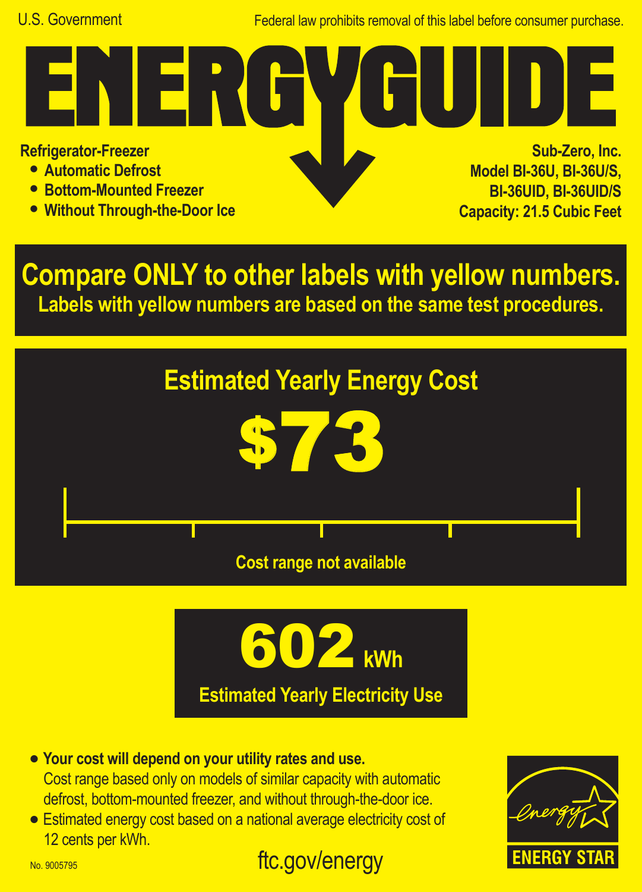U.S. Government

Federal law prohibits removal of this label before consumer purchase.

# ENERGYGUIDE

**Refrigerator-Freezer**

- **Automatic Defrost**
- **Bottom-Mounted Freezer**
- **Without Through-the-Door Ice**

**Sub-Zero, Inc.**
**Model BI-36U, BI-36U/S, BI-36UID, BI-36UID/S**
**Capacity: 21.5 Cubic Feet**

## Compare ONLY to other labels with yellow numbers.

**Labels with yellow numbers are based on the same test procedures.**

## Estimated Yearly Energy Cost

# $73

**Cost range not available**

# 602 kWh

**Estimated Yearly Electricity Use**

- **Your cost will depend on your utility rates and use.** Cost range based only on models of similar capacity with automatic defrost, bottom-mounted freezer, and without through-the-door ice.
- Estimated energy cost based on a national average electricity cost of 12 cents per kWh.

No. 9005795

ftc.gov/energy

ENERGY STAR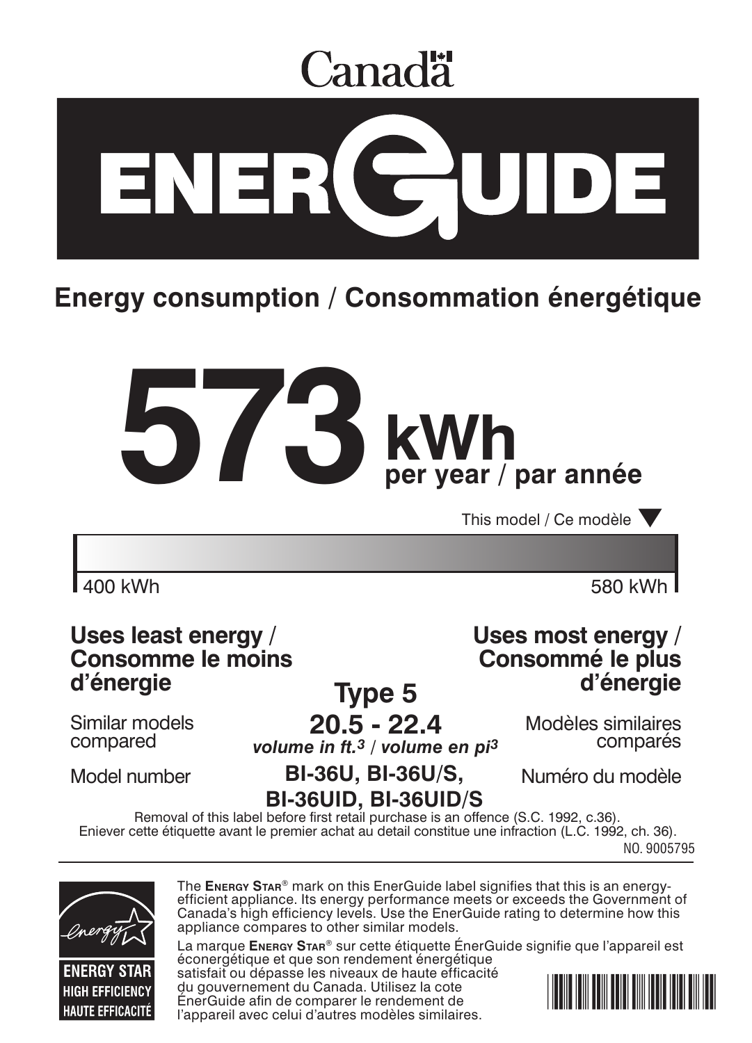Canada

# ENERGUIDE

## Energy consumption / Consommation énergétique

# 573 kWh
**per year / par année**

This model / Ce modèle ▼

400 kWh

580 kWh

**Uses least energy / Consomme le moins d'énergie**

**Uses most energy / Consommé le plus d'énergie**

**Type 5**

Similar models compared

**20.5 - 22.4**
***volume in ft.$^3$ / volume en pi$^3$***

Modèles similaires comparés

Model number

**BI-36U, BI-36U/S, BI-36UID, BI-36UID/S**

Numéro du modèle

Removal of this label before first retail purchase is an offence (S.C. 1992, c.36).
Eniever cette étiquette avant le premier achat au detail constitue une infraction (L.C. 1992, ch. 36).

NO. 9005795

ENERGY STAR
HIGH EFFICIENCY
HAUTE EFFICACITÉ

The **Energy Star**® mark on this EnerGuide label signifies that this is an energy-efficient appliance. Its energy performance meets or exceeds the Government of Canada's high efficiency levels. Use the EnerGuide rating to determine how this appliance compares to other similar models.

La marque **Energy Star**® sur cette étiquette ÉnerGuide signifie que l'appareil est éconergétique et que son rendement énergétique satisfait ou dépasse les niveaux de haute efficacité du gouvernement du Canada. Utilisez la cote ÉnerGuide afin de comparer le rendement de l'appareil avec celui d'autres modèles similaires.